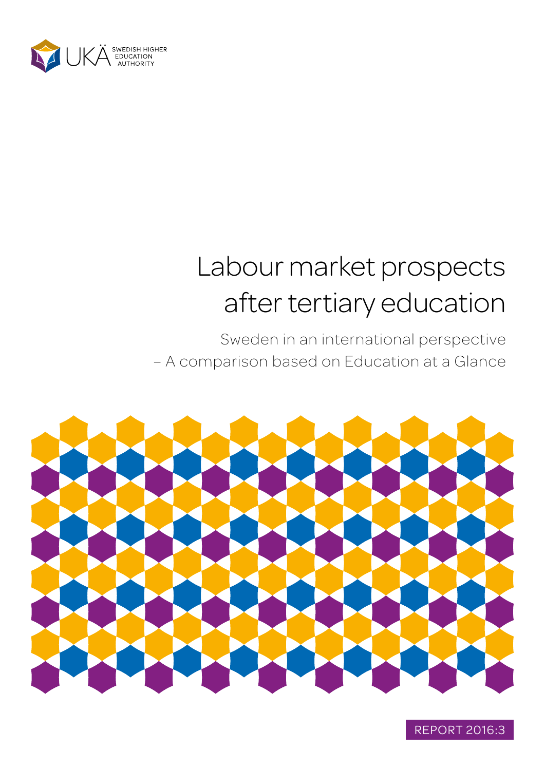UKÄ SWEDISH HIGHER EDUCATION AUTHORITY

# Labour market prospects after tertiary education

Sweden in an international perspective
– A comparison based on Education at a Glance

REPORT 2016:3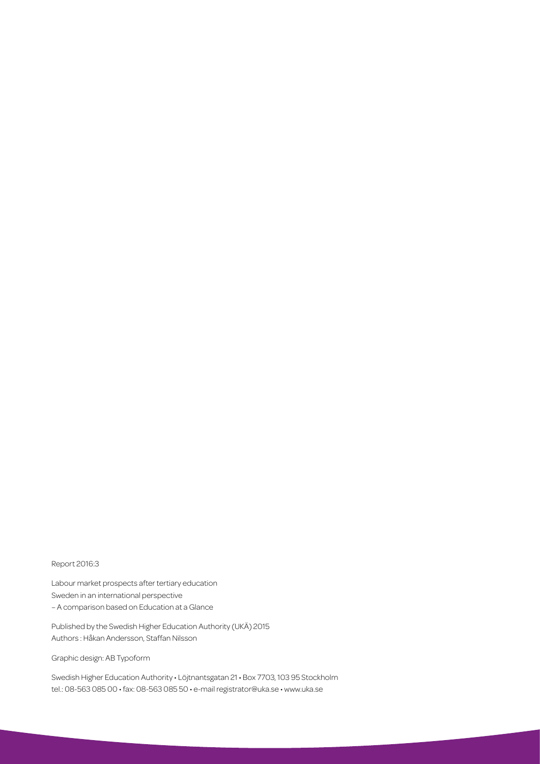Report 2016:3

Labour market prospects after tertiary education
Sweden in an international perspective
– A comparison based on Education at a Glance

Published by the Swedish Higher Education Authority (UKÄ) 2015
Authors : Håkan Andersson, Staffan Nilsson

Graphic design: AB Typoform

Swedish Higher Education Authority • Löjtnantsgatan 21 • Box 7703, 103 95 Stockholm
tel.: 08-563 085 00 • fax: 08-563 085 50 • e-mail registrator@uka.se • www.uka.se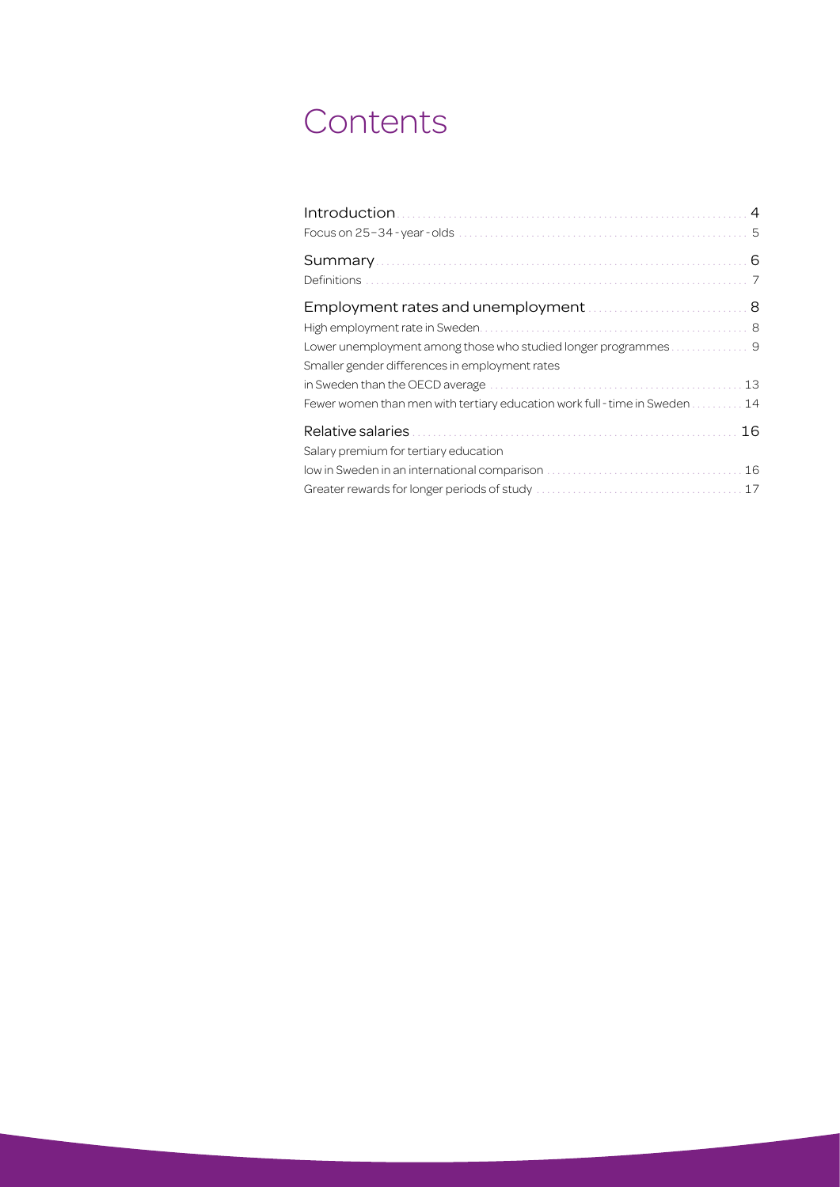# Contents

| | |
|---|---|
| **Introduction** | 4 |
| Focus on 25–34 - year - olds | 5 |
| **Summary** | 6 |
| Definitions | 7 |
| **Employment rates and unemployment** | 8 |
| High employment rate in Sweden | 8 |
| Lower unemployment among those who studied longer programmes | 9 |
| Smaller gender differences in employment rates in Sweden than the OECD average | 13 |
| Fewer women than men with tertiary education work full - time in Sweden | 14 |
| **Relative salaries** | 16 |
| Salary premium for tertiary education low in Sweden in an international comparison | 16 |
| Greater rewards for longer periods of study | 17 |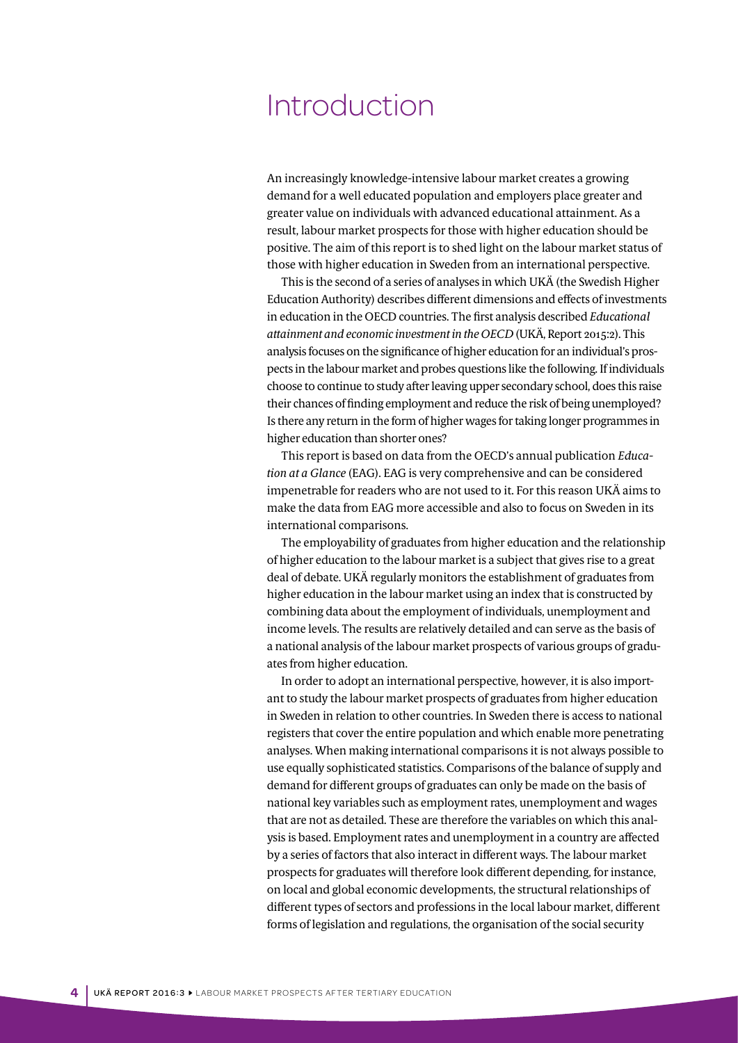# Introduction

An increasingly knowledge-intensive labour market creates a growing demand for a well educated population and employers place greater and greater value on individuals with advanced educational attainment. As a result, labour market prospects for those with higher education should be positive. The aim of this report is to shed light on the labour market status of those with higher education in Sweden from an international perspective.

This is the second of a series of analyses in which UKÄ (the Swedish Higher Education Authority) describes different dimensions and effects of investments in education in the OECD countries. The first analysis described *Educational attainment and economic investment in the OECD* (UKÄ, Report 2015:2). This analysis focuses on the significance of higher education for an individual's prospects in the labour market and probes questions like the following. If individuals choose to continue to study after leaving upper secondary school, does this raise their chances of finding employment and reduce the risk of being unemployed? Is there any return in the form of higher wages for taking longer programmes in higher education than shorter ones?

This report is based on data from the OECD's annual publication *Education at a Glance* (EAG). EAG is very comprehensive and can be considered impenetrable for readers who are not used to it. For this reason UKÄ aims to make the data from EAG more accessible and also to focus on Sweden in its international comparisons.

The employability of graduates from higher education and the relationship of higher education to the labour market is a subject that gives rise to a great deal of debate. UKÄ regularly monitors the establishment of graduates from higher education in the labour market using an index that is constructed by combining data about the employment of individuals, unemployment and income levels. The results are relatively detailed and can serve as the basis of a national analysis of the labour market prospects of various groups of graduates from higher education.

In order to adopt an international perspective, however, it is also important to study the labour market prospects of graduates from higher education in Sweden in relation to other countries. In Sweden there is access to national registers that cover the entire population and which enable more penetrating analyses. When making international comparisons it is not always possible to use equally sophisticated statistics. Comparisons of the balance of supply and demand for different groups of graduates can only be made on the basis of national key variables such as employment rates, unemployment and wages that are not as detailed. These are therefore the variables on which this analysis is based. Employment rates and unemployment in a country are affected by a series of factors that also interact in different ways. The labour market prospects for graduates will therefore look different depending, for instance, on local and global economic developments, the structural relationships of different types of sectors and professions in the local labour market, different forms of legislation and regulations, the organisation of the social security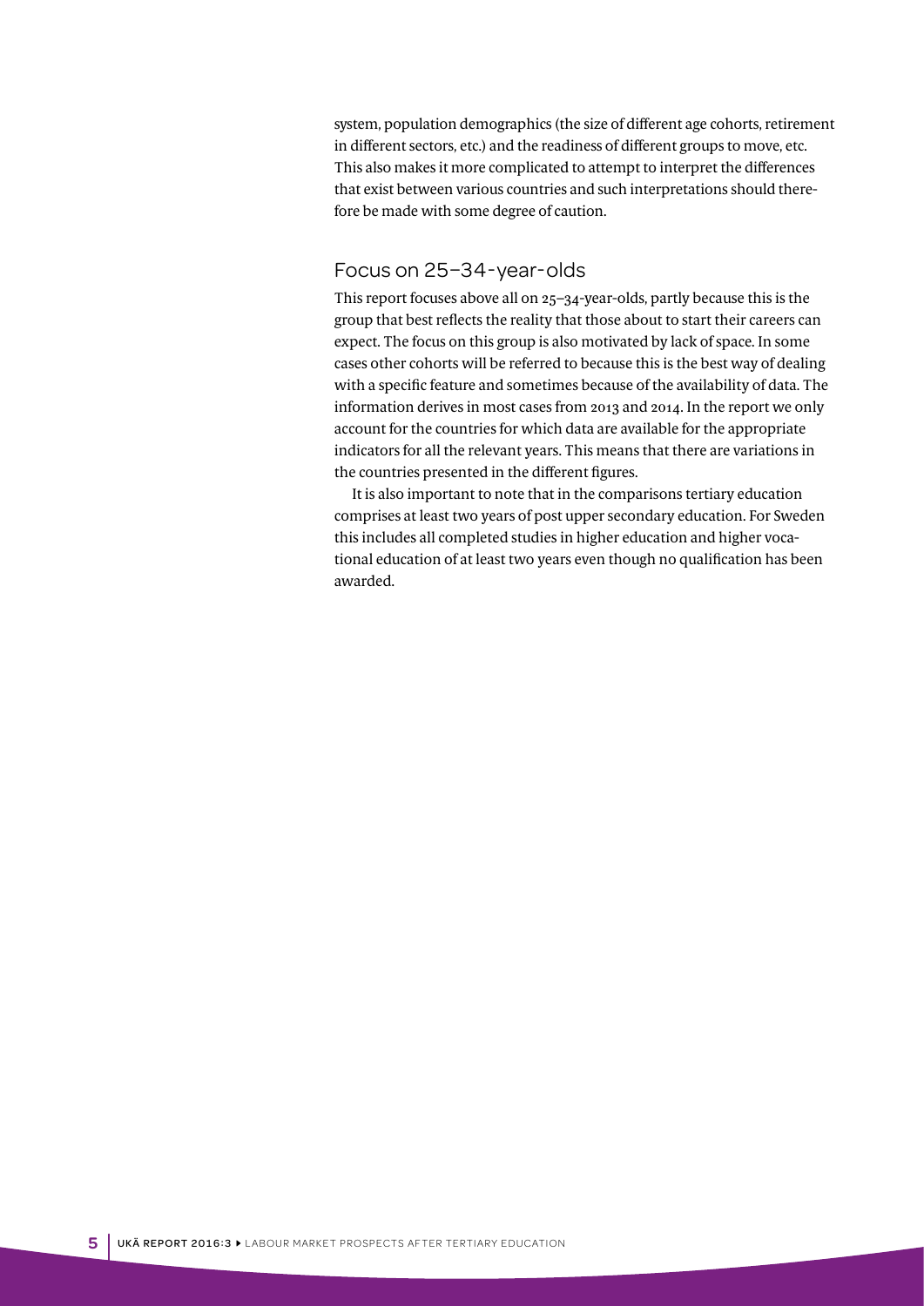system, population demographics (the size of different age cohorts, retirement in different sectors, etc.) and the readiness of different groups to move, etc. This also makes it more complicated to attempt to interpret the differences that exist between various countries and such interpretations should therefore be made with some degree of caution.

## Focus on 25–34-year-olds

This report focuses above all on 25–34-year-olds, partly because this is the group that best reflects the reality that those about to start their careers can expect. The focus on this group is also motivated by lack of space. In some cases other cohorts will be referred to because this is the best way of dealing with a specific feature and sometimes because of the availability of data. The information derives in most cases from 2013 and 2014. In the report we only account for the countries for which data are available for the appropriate indicators for all the relevant years. This means that there are variations in the countries presented in the different figures.

It is also important to note that in the comparisons tertiary education comprises at least two years of post upper secondary education. For Sweden this includes all completed studies in higher education and higher vocational education of at least two years even though no qualification has been awarded.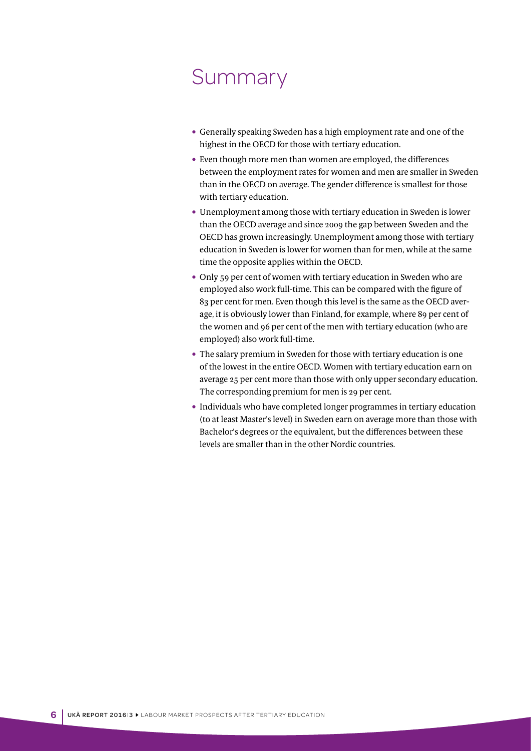# Summary

- Generally speaking Sweden has a high employment rate and one of the highest in the OECD for those with tertiary education.
- Even though more men than women are employed, the differences between the employment rates for women and men are smaller in Sweden than in the OECD on average. The gender difference is smallest for those with tertiary education.
- Unemployment among those with tertiary education in Sweden is lower than the OECD average and since 2009 the gap between Sweden and the OECD has grown increasingly. Unemployment among those with tertiary education in Sweden is lower for women than for men, while at the same time the opposite applies within the OECD.
- Only 59 per cent of women with tertiary education in Sweden who are employed also work full-time. This can be compared with the figure of 83 per cent for men. Even though this level is the same as the OECD average, it is obviously lower than Finland, for example, where 89 per cent of the women and 96 per cent of the men with tertiary education (who are employed) also work full-time.
- The salary premium in Sweden for those with tertiary education is one of the lowest in the entire OECD. Women with tertiary education earn on average 25 per cent more than those with only upper secondary education. The corresponding premium for men is 29 per cent.
- Individuals who have completed longer programmes in tertiary education (to at least Master's level) in Sweden earn on average more than those with Bachelor's degrees or the equivalent, but the differences between these levels are smaller than in the other Nordic countries.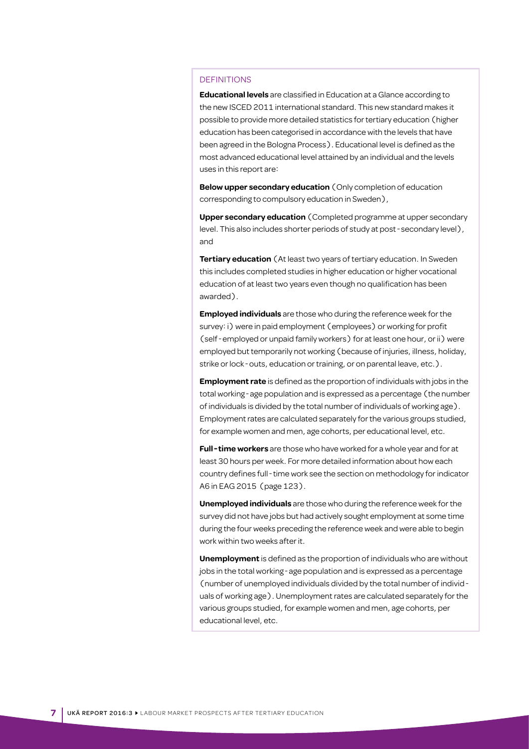## DEFINITIONS

**Educational levels** are classified in Education at a Glance according to the new ISCED 2011 international standard. This new standard makes it possible to provide more detailed statistics for tertiary education (higher education has been categorised in accordance with the levels that have been agreed in the Bologna Process). Educational level is defined as the most advanced educational level attained by an individual and the levels uses in this report are:

**Below upper secondary education** (Only completion of education corresponding to compulsory education in Sweden),

**Upper secondary education** (Completed programme at upper secondary level. This also includes shorter periods of study at post-secondary level), and

**Tertiary education** (At least two years of tertiary education. In Sweden this includes completed studies in higher education or higher vocational education of at least two years even though no qualification has been awarded).

**Employed individuals** are those who during the reference week for the survey: i) were in paid employment (employees) or working for profit (self-employed or unpaid family workers) for at least one hour, or ii) were employed but temporarily not working (because of injuries, illness, holiday, strike or lock-outs, education or training, or on parental leave, etc.).

**Employment rate** is defined as the proportion of individuals with jobs in the total working-age population and is expressed as a percentage (the number of individuals is divided by the total number of individuals of working age). Employment rates are calculated separately for the various groups studied, for example women and men, age cohorts, per educational level, etc.

**Full-time workers** are those who have worked for a whole year and for at least 30 hours per week. For more detailed information about how each country defines full-time work see the section on methodology for indicator A6 in EAG 2015 (page 123).

**Unemployed individuals** are those who during the reference week for the survey did not have jobs but had actively sought employment at some time during the four weeks preceding the reference week and were able to begin work within two weeks after it.

**Unemployment** is defined as the proportion of individuals who are without jobs in the total working-age population and is expressed as a percentage (number of unemployed individuals divided by the total number of individuals of working age). Unemployment rates are calculated separately for the various groups studied, for example women and men, age cohorts, per educational level, etc.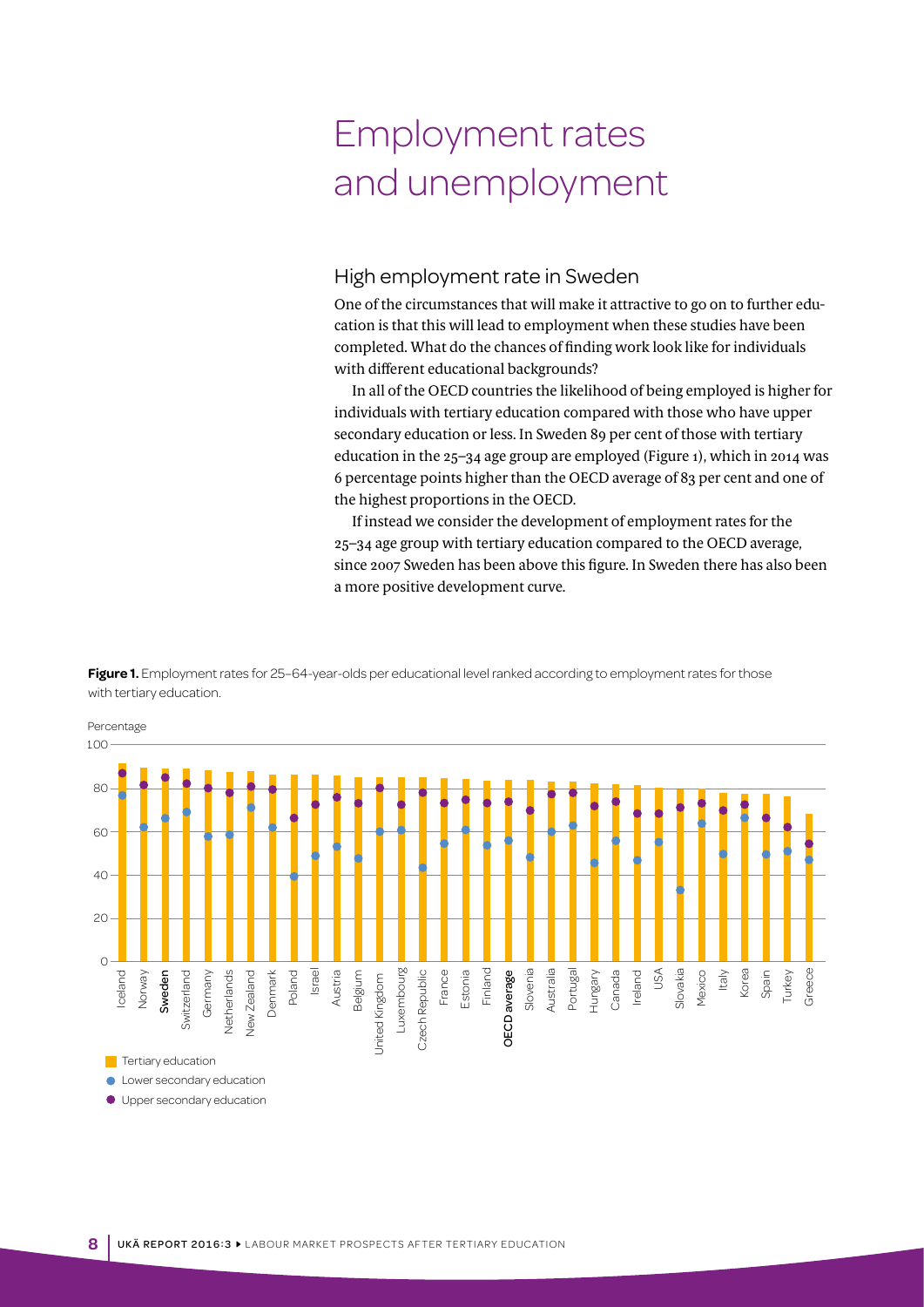# Employment rates and unemployment

## High employment rate in Sweden

One of the circumstances that will make it attractive to go on to further education is that this will lead to employment when these studies have been completed. What do the chances of finding work look like for individuals with different educational backgrounds?

In all of the OECD countries the likelihood of being employed is higher for individuals with tertiary education compared with those who have upper secondary education or less. In Sweden 89 per cent of those with tertiary education in the 25–34 age group are employed (Figure 1), which in 2014 was 6 percentage points higher than the OECD average of 83 per cent and one of the highest proportions in the OECD.

If instead we consider the development of employment rates for the 25–34 age group with tertiary education compared to the OECD average, since 2007 Sweden has been above this figure. In Sweden there has also been a more positive development curve.

**Figure 1.** Employment rates for 25–64-year-olds per educational level ranked according to employment rates for those with tertiary education.

Percentage

Tertiary education
Lower secondary education
Upper secondary education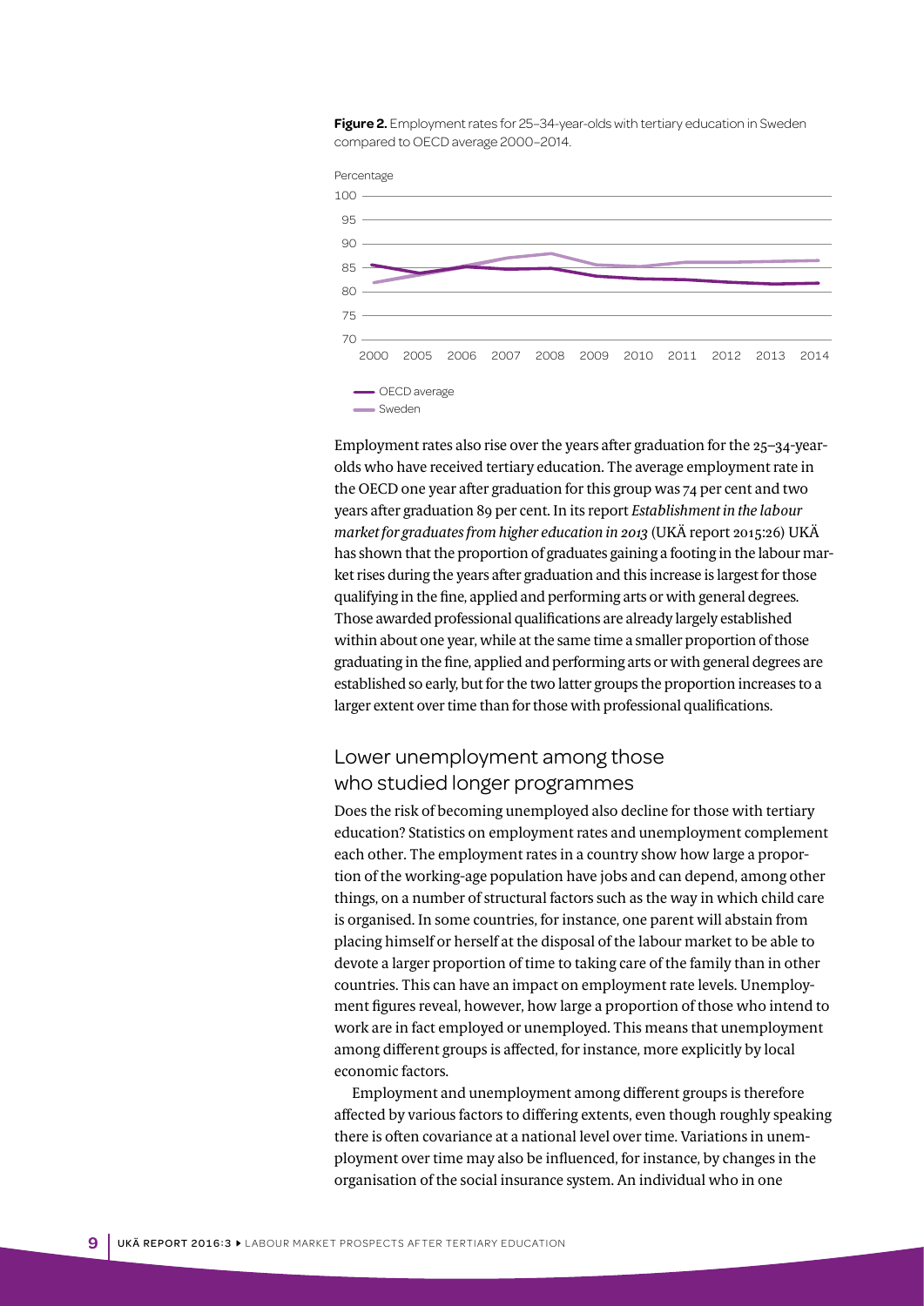**Figure 2.** Employment rates for 25–34-year-olds with tertiary education in Sweden compared to OECD average 2000–2014.

Employment rates also rise over the years after graduation for the 25–34-year-olds who have received tertiary education. The average employment rate in the OECD one year after graduation for this group was 74 per cent and two years after graduation 89 per cent. In its report *Establishment in the labour market for graduates from higher education in 2013* (UKÄ report 2015:26) UKÄ has shown that the proportion of graduates gaining a footing in the labour market rises during the years after graduation and this increase is largest for those qualifying in the fine, applied and performing arts or with general degrees. Those awarded professional qualifications are already largely established within about one year, while at the same time a smaller proportion of those graduating in the fine, applied and performing arts or with general degrees are established so early, but for the two latter groups the proportion increases to a larger extent over time than for those with professional qualifications.

## Lower unemployment among those who studied longer programmes

Does the risk of becoming unemployed also decline for those with tertiary education? Statistics on employment rates and unemployment complement each other. The employment rates in a country show how large a proportion of the working-age population have jobs and can depend, among other things, on a number of structural factors such as the way in which child care is organised. In some countries, for instance, one parent will abstain from placing himself or herself at the disposal of the labour market to be able to devote a larger proportion of time to taking care of the family than in other countries. This can have an impact on employment rate levels. Unemployment figures reveal, however, how large a proportion of those who intend to work are in fact employed or unemployed. This means that unemployment among different groups is affected, for instance, more explicitly by local economic factors.

Employment and unemployment among different groups is therefore affected by various factors to differing extents, even though roughly speaking there is often covariance at a national level over time. Variations in unemployment over time may also be influenced, for instance, by changes in the organisation of the social insurance system. An individual who in one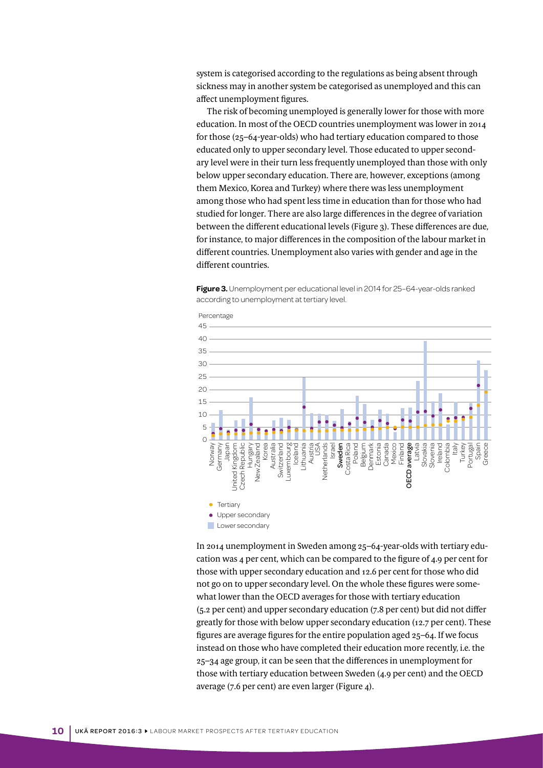system is categorised according to the regulations as being absent through sickness may in another system be categorised as unemployed and this can affect unemployment figures.

The risk of becoming unemployed is generally lower for those with more education. In most of the OECD countries unemployment was lower in 2014 for those (25–64-year-olds) who had tertiary education compared to those educated only to upper secondary level. Those educated to upper secondary level were in their turn less frequently unemployed than those with only below upper secondary education. There are, however, exceptions (among them Mexico, Korea and Turkey) where there was less unemployment among those who had spent less time in education than for those who had studied for longer. There are also large differences in the degree of variation between the different educational levels (Figure 3). These differences are due, for instance, to major differences in the composition of the labour market in different countries. Unemployment also varies with gender and age in the different countries.

**Figure 3.** Unemployment per educational level in 2014 for 25–64-year-olds ranked according to unemployment at tertiary level.

In 2014 unemployment in Sweden among 25–64-year-olds with tertiary education was 4 per cent, which can be compared to the figure of 4.9 per cent for those with upper secondary education and 12.6 per cent for those who did not go on to upper secondary level. On the whole these figures were somewhat lower than the OECD averages for those with tertiary education (5.2 per cent) and upper secondary education (7.8 per cent) but did not differ greatly for those with below upper secondary education (12.7 per cent). These figures are average figures for the entire population aged 25–64. If we focus instead on those who have completed their education more recently, i.e. the 25–34 age group, it can be seen that the differences in unemployment for those with tertiary education between Sweden (4.9 per cent) and the OECD average (7.6 per cent) are even larger (Figure 4).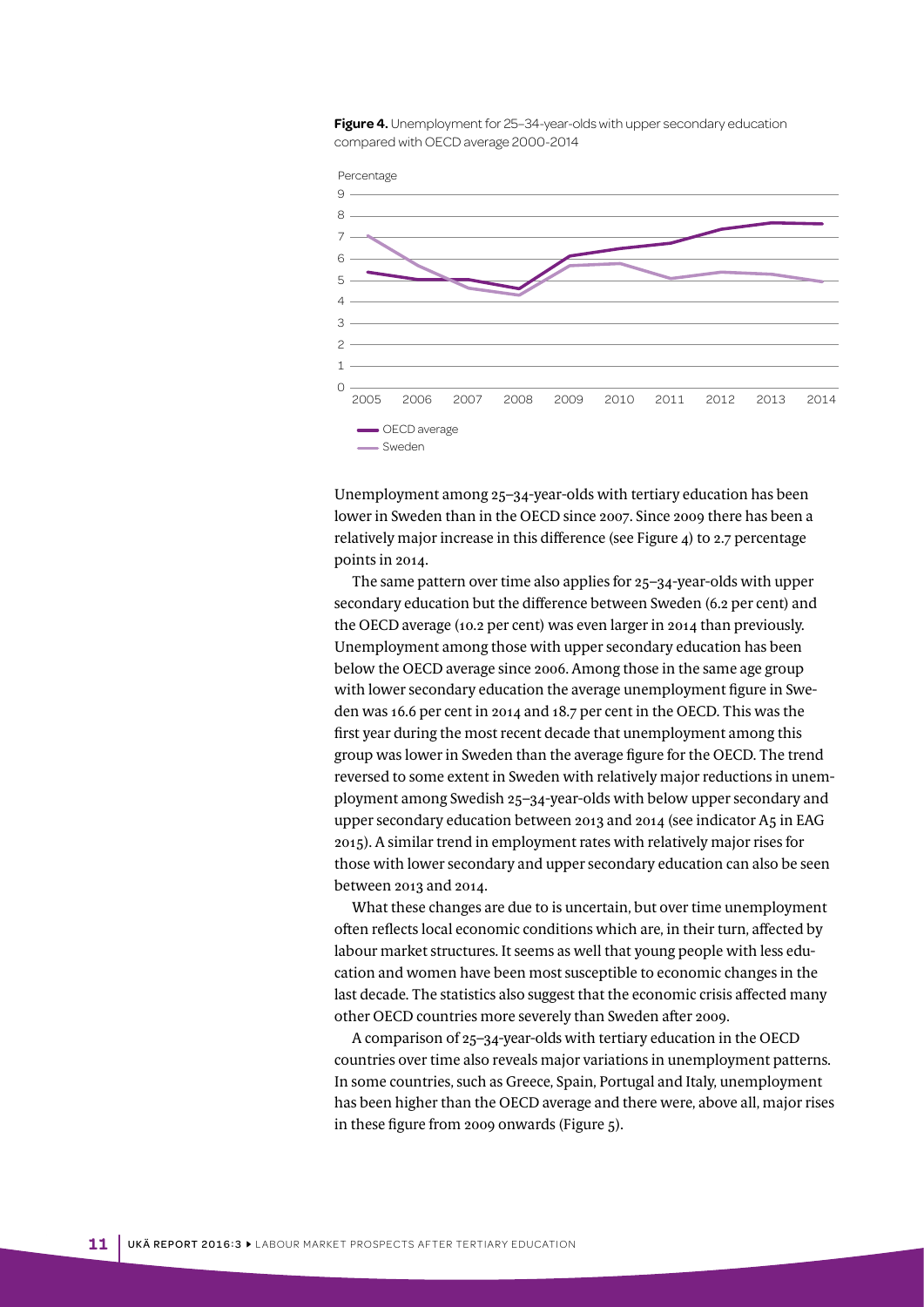**Figure 4.** Unemployment for 25–34-year-olds with upper secondary education compared with OECD average 2000-2014

Unemployment among 25–34-year-olds with tertiary education has been lower in Sweden than in the OECD since 2007. Since 2009 there has been a relatively major increase in this difference (see Figure 4) to 2.7 percentage points in 2014.

The same pattern over time also applies for 25–34-year-olds with upper secondary education but the difference between Sweden (6.2 per cent) and the OECD average (10.2 per cent) was even larger in 2014 than previously. Unemployment among those with upper secondary education has been below the OECD average since 2006. Among those in the same age group with lower secondary education the average unemployment figure in Sweden was 16.6 per cent in 2014 and 18.7 per cent in the OECD. This was the first year during the most recent decade that unemployment among this group was lower in Sweden than the average figure for the OECD. The trend reversed to some extent in Sweden with relatively major reductions in unemployment among Swedish 25–34-year-olds with below upper secondary and upper secondary education between 2013 and 2014 (see indicator A5 in EAG 2015). A similar trend in employment rates with relatively major rises for those with lower secondary and upper secondary education can also be seen between 2013 and 2014.

What these changes are due to is uncertain, but over time unemployment often reflects local economic conditions which are, in their turn, affected by labour market structures. It seems as well that young people with less education and women have been most susceptible to economic changes in the last decade. The statistics also suggest that the economic crisis affected many other OECD countries more severely than Sweden after 2009.

A comparison of 25–34-year-olds with tertiary education in the OECD countries over time also reveals major variations in unemployment patterns. In some countries, such as Greece, Spain, Portugal and Italy, unemployment has been higher than the OECD average and there were, above all, major rises in these figure from 2009 onwards (Figure 5).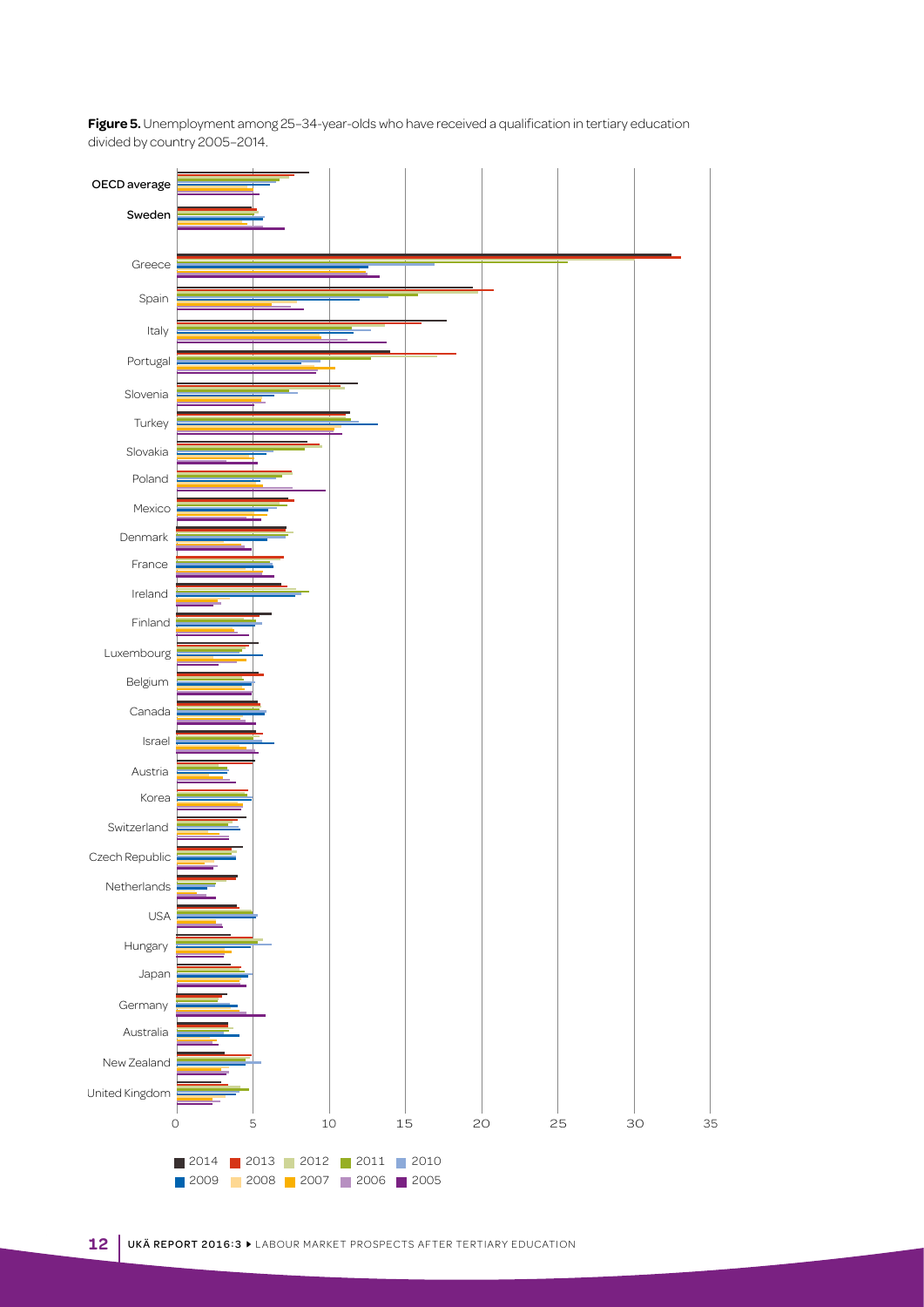**Figure 5.** Unemployment among 25–34-year-olds who have received a qualification in tertiary education divided by country 2005–2014.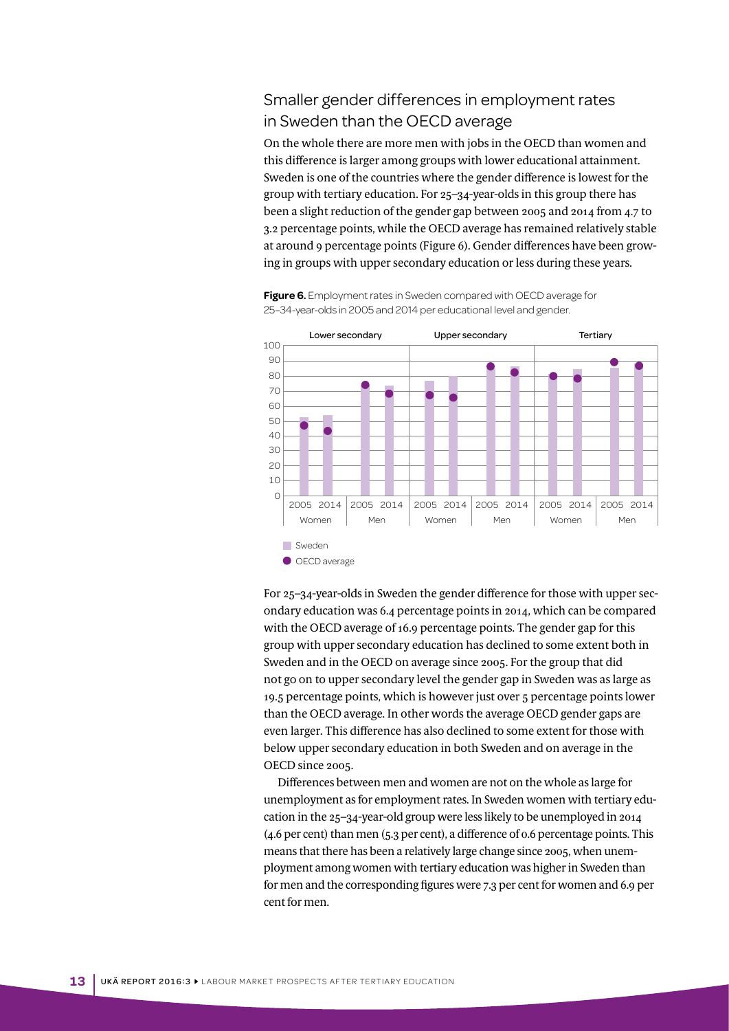## Smaller gender differences in employment rates in Sweden than the OECD average

On the whole there are more men with jobs in the OECD than women and this difference is larger among groups with lower educational attainment. Sweden is one of the countries where the gender difference is lowest for the group with tertiary education. For 25–34-year-olds in this group there has been a slight reduction of the gender gap between 2005 and 2014 from 4.7 to 3.2 percentage points, while the OECD average has remained relatively stable at around 9 percentage points (Figure 6). Gender differences have been growing in groups with upper secondary education or less during these years.

**Figure 6.** Employment rates in Sweden compared with OECD average for 25–34-year-olds in 2005 and 2014 per educational level and gender.

For 25–34-year-olds in Sweden the gender difference for those with upper secondary education was 6.4 percentage points in 2014, which can be compared with the OECD average of 16.9 percentage points. The gender gap for this group with upper secondary education has declined to some extent both in Sweden and in the OECD on average since 2005. For the group that did not go on to upper secondary level the gender gap in Sweden was as large as 19.5 percentage points, which is however just over 5 percentage points lower than the OECD average. In other words the average OECD gender gaps are even larger. This difference has also declined to some extent for those with below upper secondary education in both Sweden and on average in the OECD since 2005.

Differences between men and women are not on the whole as large for unemployment as for employment rates. In Sweden women with tertiary education in the 25–34-year-old group were less likely to be unemployed in 2014 (4.6 per cent) than men (5.3 per cent), a difference of 0.6 percentage points. This means that there has been a relatively large change since 2005, when unemployment among women with tertiary education was higher in Sweden than for men and the corresponding figures were 7.3 per cent for women and 6.9 per cent for men.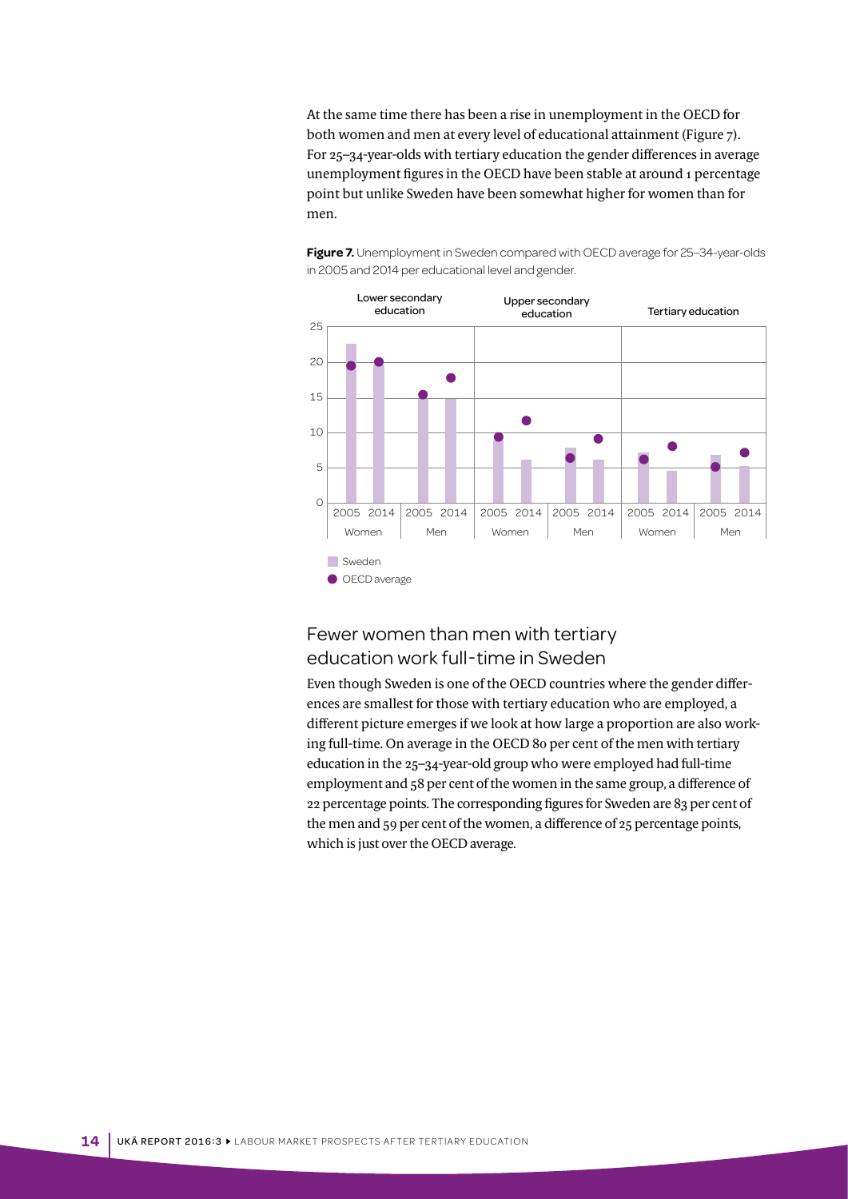At the same time there has been a rise in unemployment in the OECD for both women and men at every level of educational attainment (Figure 7). For 25–34-year-olds with tertiary education the gender differences in average unemployment figures in the OECD have been stable at around 1 percentage point but unlike Sweden have been somewhat higher for women than for men.

**Figure 7.** Unemployment in Sweden compared with OECD average for 25–34-year-olds in 2005 and 2014 per educational level and gender.

## Fewer women than men with tertiary education work full-time in Sweden

Even though Sweden is one of the OECD countries where the gender differences are smallest for those with tertiary education who are employed, a different picture emerges if we look at how large a proportion are also working full-time. On average in the OECD 80 per cent of the men with tertiary education in the 25–34-year-old group who were employed had full-time employment and 58 per cent of the women in the same group, a difference of 22 percentage points. The corresponding figures for Sweden are 83 per cent of the men and 59 per cent of the women, a difference of 25 percentage points, which is just over the OECD average.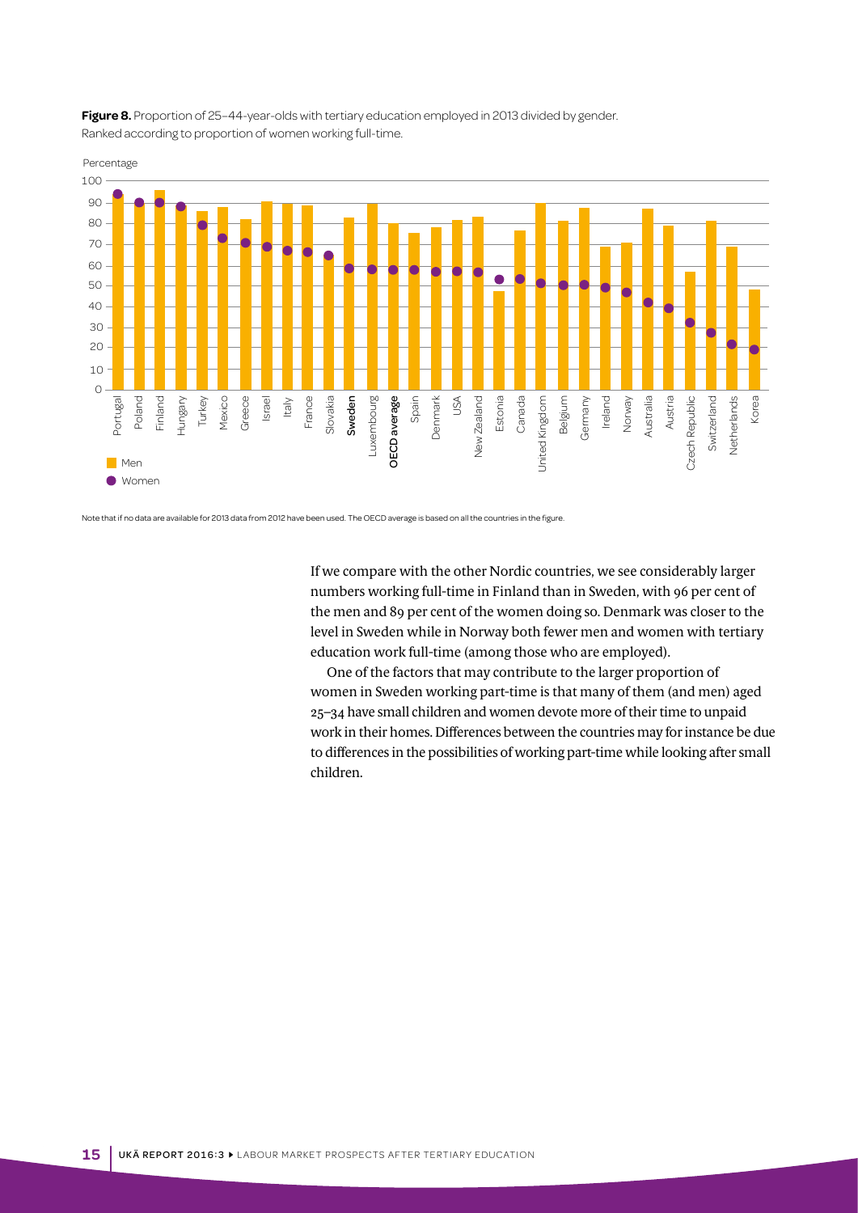**Figure 8.** Proportion of 25–44-year-olds with tertiary education employed in 2013 divided by gender. Ranked according to proportion of women working full-time.

Note that if no data are available for 2013 data from 2012 have been used. The OECD average is based on all the countries in the figure.

If we compare with the other Nordic countries, we see considerably larger numbers working full-time in Finland than in Sweden, with 96 per cent of the men and 89 per cent of the women doing so. Denmark was closer to the level in Sweden while in Norway both fewer men and women with tertiary education work full-time (among those who are employed).

One of the factors that may contribute to the larger proportion of women in Sweden working part-time is that many of them (and men) aged 25–34 have small children and women devote more of their time to unpaid work in their homes. Differences between the countries may for instance be due to differences in the possibilities of working part-time while looking after small children.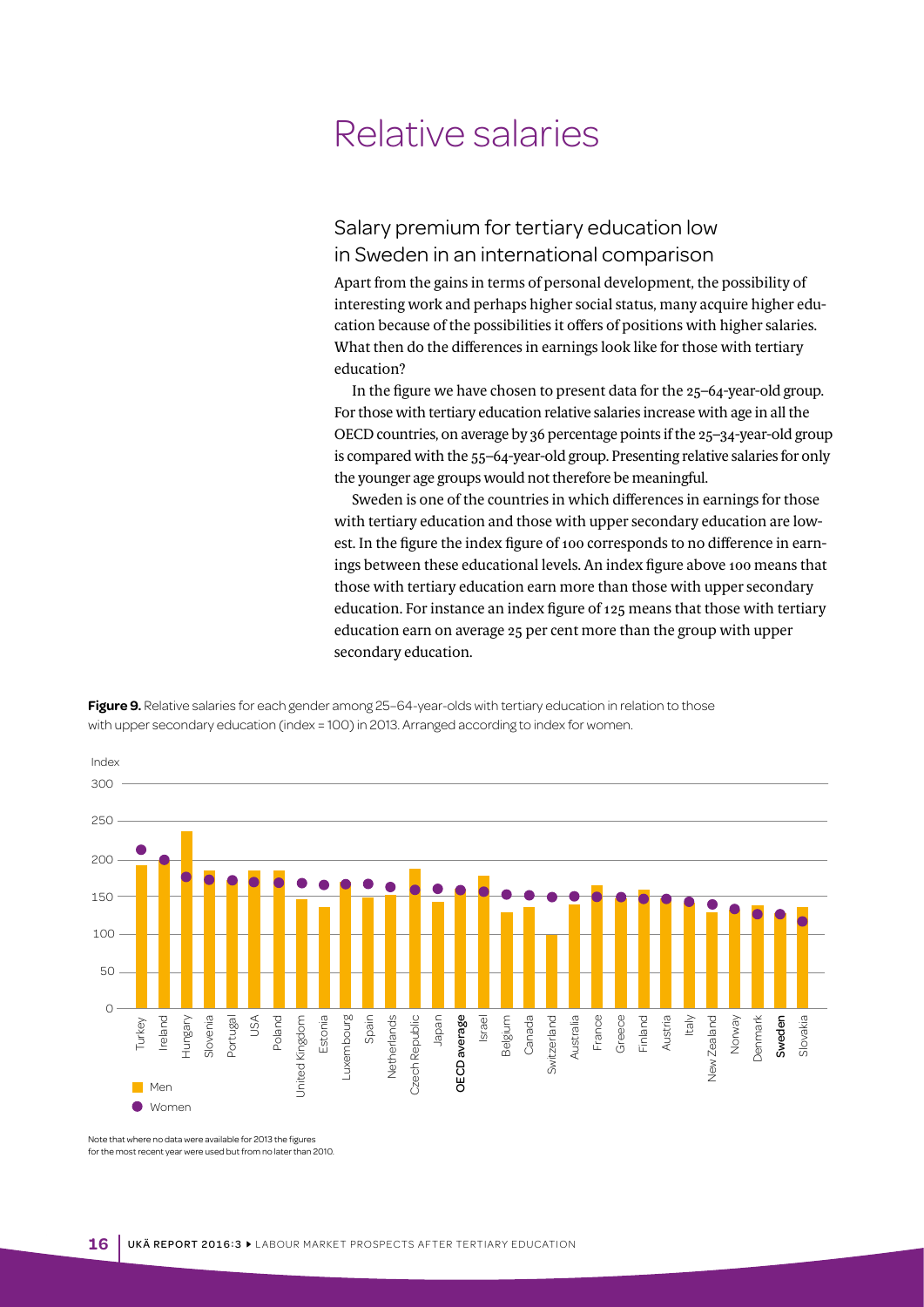# Relative salaries

## Salary premium for tertiary education low in Sweden in an international comparison

Apart from the gains in terms of personal development, the possibility of interesting work and perhaps higher social status, many acquire higher education because of the possibilities it offers of positions with higher salaries. What then do the differences in earnings look like for those with tertiary education?

In the figure we have chosen to present data for the 25–64-year-old group. For those with tertiary education relative salaries increase with age in all the OECD countries, on average by 36 percentage points if the 25–34-year-old group is compared with the 55–64-year-old group. Presenting relative salaries for only the younger age groups would not therefore be meaningful.

Sweden is one of the countries in which differences in earnings for those with tertiary education and those with upper secondary education are lowest. In the figure the index figure of 100 corresponds to no difference in earnings between these educational levels. An index figure above 100 means that those with tertiary education earn more than those with upper secondary education. For instance an index figure of 125 means that those with tertiary education earn on average 25 per cent more than the group with upper secondary education.

**Figure 9.** Relative salaries for each gender among 25–64-year-olds with tertiary education in relation to those with upper secondary education (index = 100) in 2013. Arranged according to index for women.

Note that where no data were available for 2013 the figures for the most recent year were used but from no later than 2010.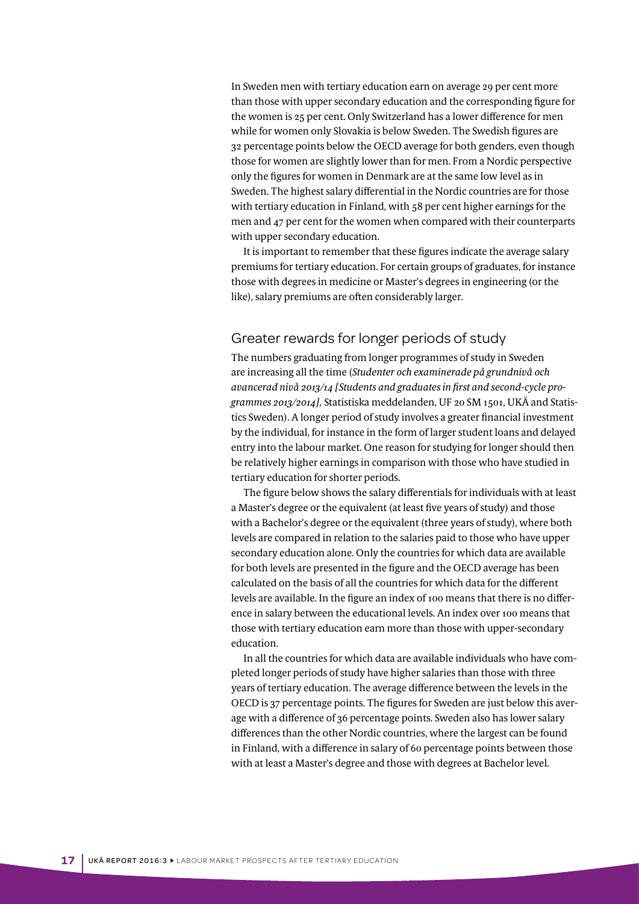In Sweden men with tertiary education earn on average 29 per cent more than those with upper secondary education and the corresponding figure for the women is 25 per cent. Only Switzerland has a lower difference for men while for women only Slovakia is below Sweden. The Swedish figures are 32 percentage points below the OECD average for both genders, even though those for women are slightly lower than for men. From a Nordic perspective only the figures for women in Denmark are at the same low level as in Sweden. The highest salary differential in the Nordic countries are for those with tertiary education in Finland, with 58 per cent higher earnings for the men and 47 per cent for the women when compared with their counterparts with upper secondary education.

It is important to remember that these figures indicate the average salary premiums for tertiary education. For certain groups of graduates, for instance those with degrees in medicine or Master's degrees in engineering (or the like), salary premiums are often considerably larger.

## Greater rewards for longer periods of study

The numbers graduating from longer programmes of study in Sweden are increasing all the time (*Studenter och examinerade på grundnivå och avancerad nivå 2013/14 [Students and graduates in first and second-cycle programmes 2013/2014]*, Statistiska meddelanden, UF 20 SM 1501, UKÄ and Statistics Sweden). A longer period of study involves a greater financial investment by the individual, for instance in the form of larger student loans and delayed entry into the labour market. One reason for studying for longer should then be relatively higher earnings in comparison with those who have studied in tertiary education for shorter periods.

The figure below shows the salary differentials for individuals with at least a Master's degree or the equivalent (at least five years of study) and those with a Bachelor's degree or the equivalent (three years of study), where both levels are compared in relation to the salaries paid to those who have upper secondary education alone. Only the countries for which data are available for both levels are presented in the figure and the OECD average has been calculated on the basis of all the countries for which data for the different levels are available. In the figure an index of 100 means that there is no difference in salary between the educational levels. An index over 100 means that those with tertiary education earn more than those with upper-secondary education.

In all the countries for which data are available individuals who have completed longer periods of study have higher salaries than those with three years of tertiary education. The average difference between the levels in the OECD is 37 percentage points. The figures for Sweden are just below this average with a difference of 36 percentage points. Sweden also has lower salary differences than the other Nordic countries, where the largest can be found in Finland, with a difference in salary of 60 percentage points between those with at least a Master's degree and those with degrees at Bachelor level.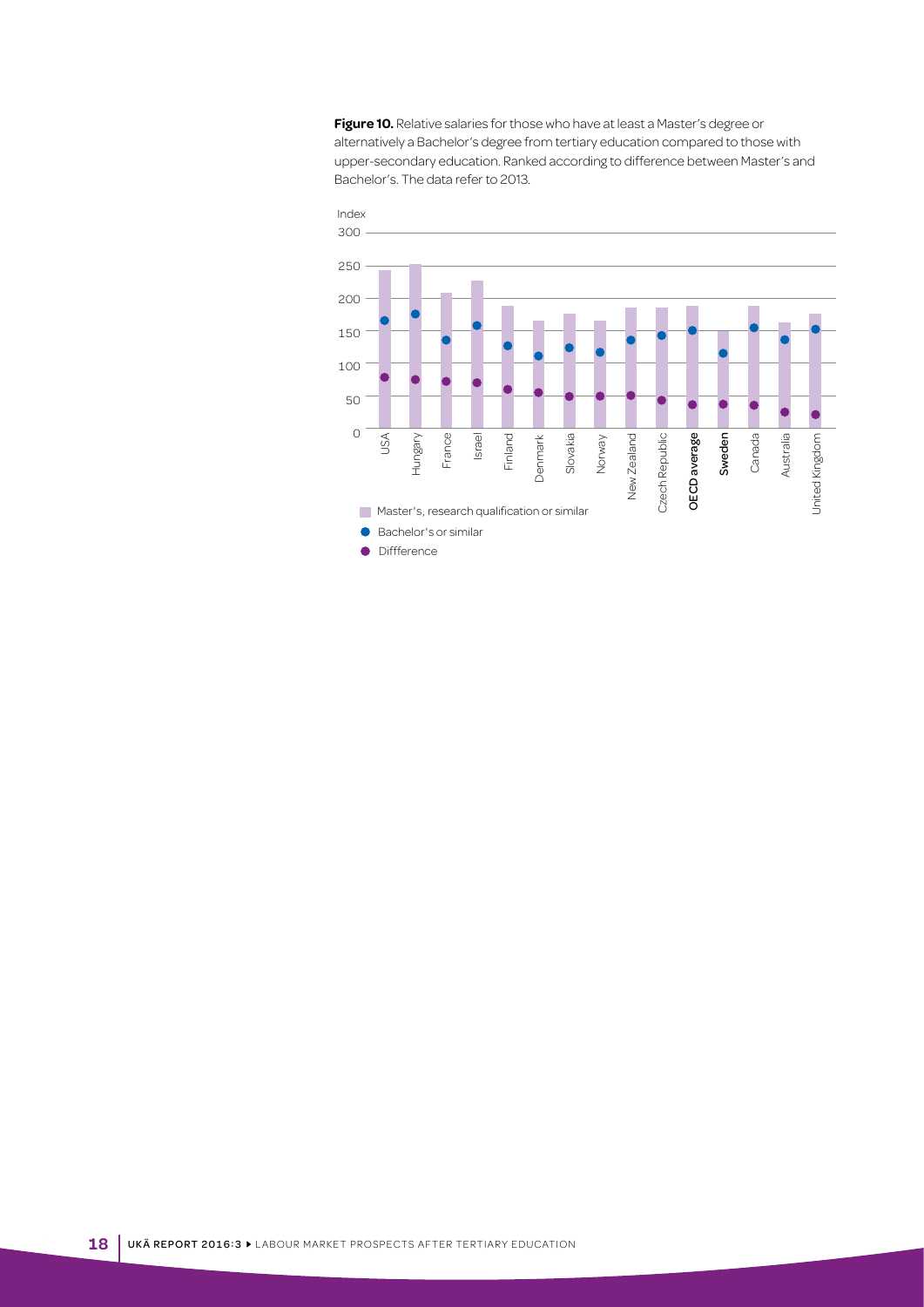**Figure 10.** Relative salaries for those who have at least a Master's degree or alternatively a Bachelor's degree from tertiary education compared to those with upper-secondary education. Ranked according to difference between Master's and Bachelor's. The data refer to 2013.

Index

300
250
200
150
100
50
0

USA, Hungary, France, Israel, Finland, Denmark, Slovakia, Norway, New Zealand, Czech Republic, **OECD average**, **Sweden**, Canada, Australia, United Kingdom

- Master's, research qualification or similar
- Bachelor's or similar
- Diffference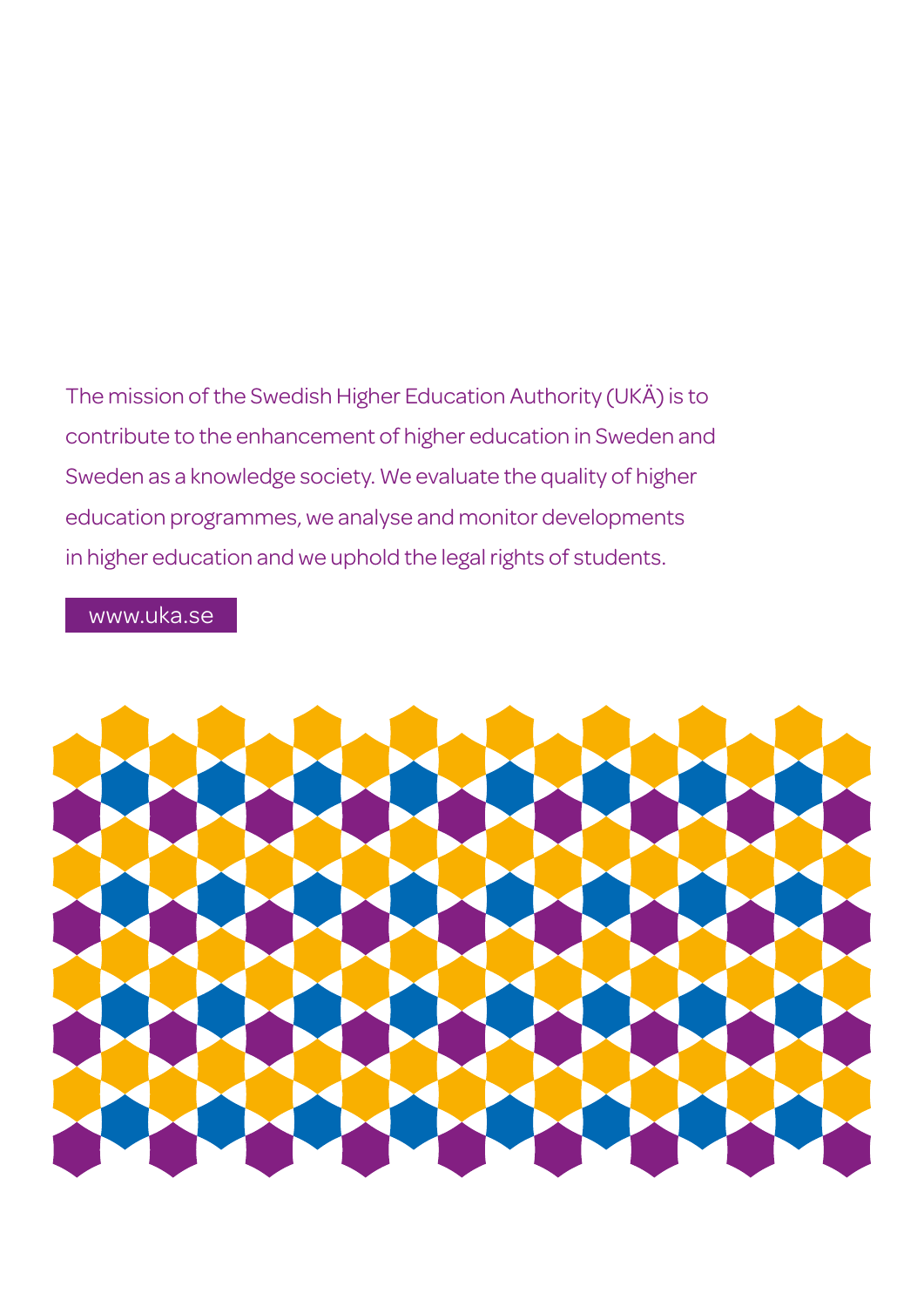The mission of the Swedish Higher Education Authority (UKÄ) is to contribute to the enhancement of higher education in Sweden and Sweden as a knowledge society. We evaluate the quality of higher education programmes, we analyse and monitor developments in higher education and we uphold the legal rights of students.

www.uka.se